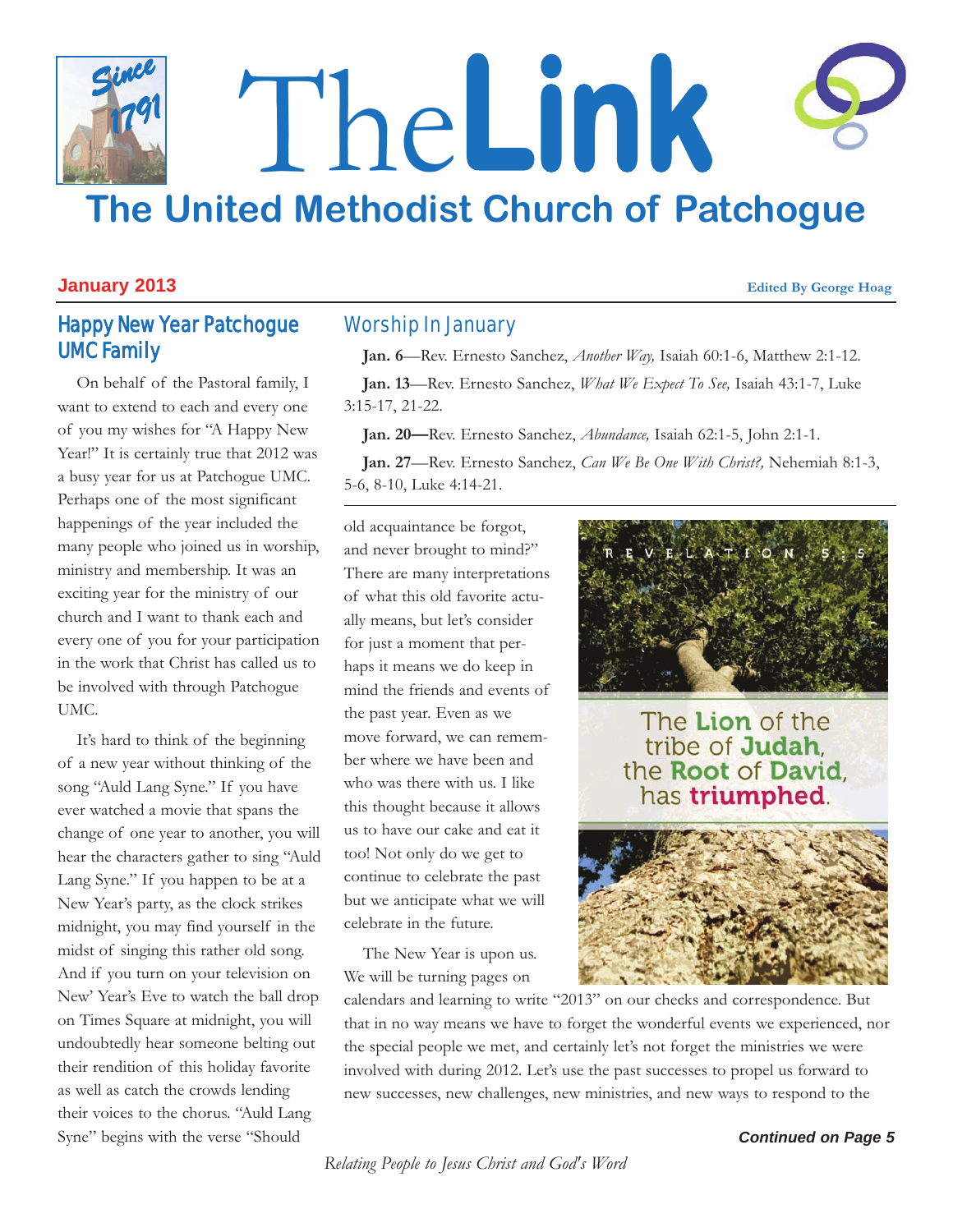# The Link

## The United Methodist Church of Patchogue

**January 2013** — **Edited By George Hoag**

## Happy New Year Patchogue UMC Family

On behalf of the Pastoral family, I want to extend to each and every one of you my wishes for "A Happy New Year!" It is certainly true that 2012 was a busy year for us at Patchogue UMC. Perhaps one of the most significant happenings of the year included the many people who joined us in worship, ministry and membership. It was an exciting year for the ministry of our church and I want to thank each and every one of you for your participation in the work that Christ has called us to be involved with through Patchogue UMC.

It's hard to think of the beginning of a new year without thinking of the song "Auld Lang Syne." If you have ever watched a movie that spans the change of one year to another, you will hear the characters gather to sing "Auld Lang Syne." If you happen to be at a New Year's party, as the clock strikes midnight, you may find yourself in the midst of singing this rather old song. And if you turn on your television on New' Year's Eve to watch the ball drop on Times Square at midnight, you will undoubtedly hear someone belting out their rendition of this holiday favorite as well as catch the crowds lending their voices to the chorus. "Auld Lang Syne" begins with the verse "Should old acquaintance be forgot, and never brought to mind?" There are many interpretations of what this old favorite actually means, but let's consider for just a moment that perhaps it means we do keep in mind the friends and events of the past year. Even as we move forward, we can remember where we have been and who was there with us. I like this thought because it allows us to have our cake and eat it too! Not only do we get to continue to celebrate the past but we anticipate what we will celebrate in the future.

The New Year is upon us. We will be turning pages on calendars and learning to write "2013" on our checks and correspondence. But that in no way means we have to forget the wonderful events we experienced, nor the special people we met, and certainly let's not forget the ministries we were involved with during 2012. Let's use the past successes to propel us forward to new successes, new challenges, new ministries, and new ways to respond to the

***Continued on Page 5***

REVELATION 5:5

The Lion of the tribe of Judah, the Root of David, has triumphed.

## Worship In January

**Jan. 6**—Rev. Ernesto Sanchez, *Another Way,* Isaiah 60:1-6, Matthew 2:1-12.

**Jan. 13**—Rev. Ernesto Sanchez, *What We Expect To See,* Isaiah 43:1-7, Luke 3:15-17, 21-22.

**Jan. 20—**Rev. Ernesto Sanchez, *Abundance,* Isaiah 62:1-5, John 2:1-1.

**Jan. 27**—Rev. Ernesto Sanchez, *Can We Be One With Christ?,* Nehemiah 8:1-3, 5-6, 8-10, Luke 4:14-21.

*Relating People to Jesus Christ and God's Word*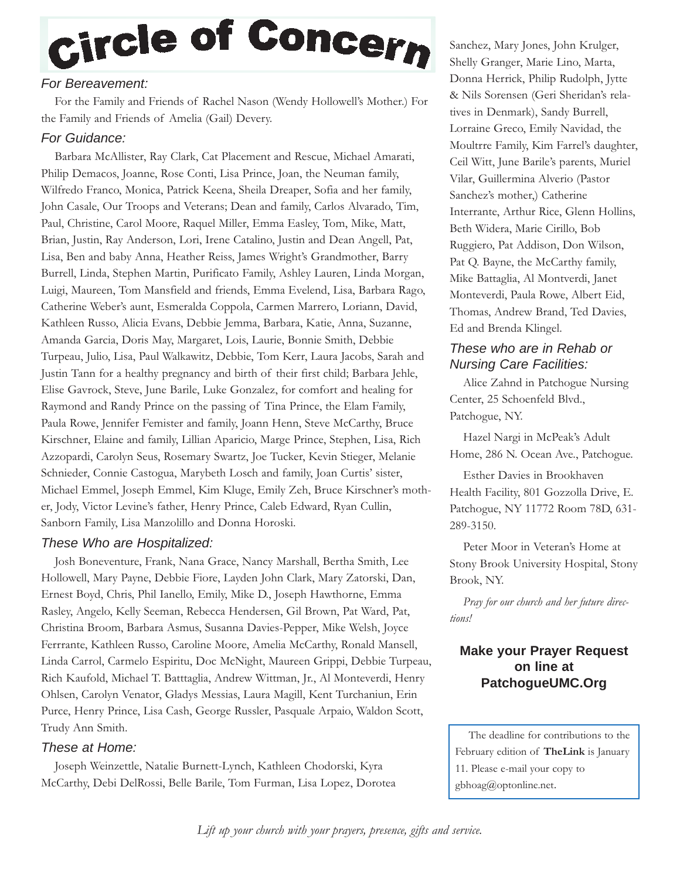# Circle of Concern

### *For Bereavement:*

For the Family and Friends of Rachel Nason (Wendy Hollowell's Mother.) For the Family and Friends of Amelia (Gail) Devery.

### *For Guidance:*

Barbara McAllister, Ray Clark, Cat Placement and Rescue, Michael Amarati, Philip Demacos, Joanne, Rose Conti, Lisa Prince, Joan, the Neuman family, Wilfredo Franco, Monica, Patrick Keena, Sheila Dreaper, Sofia and her family, John Casale, Our Troops and Veterans; Dean and family, Carlos Alvarado, Tim, Paul, Christine, Carol Moore, Raquel Miller, Emma Easley, Tom, Mike, Matt, Brian, Justin, Ray Anderson, Lori, Irene Catalino, Justin and Dean Angell, Pat, Lisa, Ben and baby Anna, Heather Reiss, James Wright's Grandmother, Barry Burrell, Linda, Stephen Martin, Purificato Family, Ashley Lauren, Linda Morgan, Luigi, Maureen, Tom Mansfield and friends, Emma Evelend, Lisa, Barbara Rago, Catherine Weber's aunt, Esmeralda Coppola, Carmen Marrero, Loriann, David, Kathleen Russo, Alicia Evans, Debbie Jemma, Barbara, Katie, Anna, Suzanne, Amanda Garcia, Doris May, Margaret, Lois, Laurie, Bonnie Smith, Debbie Turpeau, Julio, Lisa, Paul Walkawitz, Debbie, Tom Kerr, Laura Jacobs, Sarah and Justin Tann for a healthy pregnancy and birth of their first child; Barbara Jehle, Elise Gavrock, Steve, June Barile, Luke Gonzalez, for comfort and healing for Raymond and Randy Prince on the passing of Tina Prince, the Elam Family, Paula Rowe, Jennifer Femister and family, Joann Henn, Steve McCarthy, Bruce Kirschner, Elaine and family, Lillian Aparicio, Marge Prince, Stephen, Lisa, Rich Azzopardi, Carolyn Seus, Rosemary Swartz, Joe Tucker, Kevin Stieger, Melanie Schnieder, Connie Castogua, Marybeth Losch and family, Joan Curtis' sister, Michael Emmel, Joseph Emmel, Kim Kluge, Emily Zeh, Bruce Kirschner's mother, Jody, Victor Levine's father, Henry Prince, Caleb Edward, Ryan Cullin, Sanborn Family, Lisa Manzolillo and Donna Horoski.

### *These Who are Hospitalized:*

Josh Boneventure, Frank, Nana Grace, Nancy Marshall, Bertha Smith, Lee Hollowell, Mary Payne, Debbie Fiore, Layden John Clark, Mary Zatorski, Dan, Ernest Boyd, Chris, Phil Ianello, Emily, Mike D., Joseph Hawthorne, Emma Rasley, Angelo, Kelly Seeman, Rebecca Hendersen, Gil Brown, Pat Ward, Pat, Christina Broom, Barbara Asmus, Susanna Davies-Pepper, Mike Welsh, Joyce Ferrrante, Kathleen Russo, Caroline Moore, Amelia McCarthy, Ronald Mansell, Linda Carrol, Carmelo Espiritu, Doc McNight, Maureen Grippi, Debbie Turpeau, Rich Kaufold, Michael T. Batttaglia, Andrew Wittman, Jr., Al Monteverdi, Henry Ohlsen, Carolyn Venator, Gladys Messias, Laura Magill, Kent Turchaniun, Erin Purce, Henry Prince, Lisa Cash, George Russler, Pasquale Arpaio, Waldon Scott, Trudy Ann Smith.

### *These at Home:*

Joseph Weinzettle, Natalie Burnett-Lynch, Kathleen Chodorski, Kyra McCarthy, Debi DelRossi, Belle Barile, Tom Furman, Lisa Lopez, Dorotea Sanchez, Mary Jones, John Krulger, Shelly Granger, Marie Lino, Marta, Donna Herrick, Philip Rudolph, Jytte & Nils Sorensen (Geri Sheridan's relatives in Denmark), Sandy Burrell, Lorraine Greco, Emily Navidad, the Moultrre Family, Kim Farrel's daughter, Ceil Witt, June Barile's parents, Muriel Vilar, Guillermina Alverio (Pastor Sanchez's mother,) Catherine Interrante, Arthur Rice, Glenn Hollins, Beth Widera, Marie Cirillo, Bob Ruggiero, Pat Addison, Don Wilson, Pat Q. Bayne, the McCarthy family, Mike Battaglia, Al Montverdi, Janet Monteverdi, Paula Rowe, Albert Eid, Thomas, Andrew Brand, Ted Davies, Ed and Brenda Klingel.

### *These who are in Rehab or Nursing Care Facilities:*

Alice Zahnd in Patchogue Nursing Center, 25 Schoenfeld Blvd., Patchogue, NY.

Hazel Nargi in McPeak's Adult Home, 286 N. Ocean Ave., Patchogue.

Esther Davies in Brookhaven Health Facility, 801 Gozzolla Drive, E. Patchogue, NY 11772 Room 78D, 631-289-3150.

Peter Moor in Veteran's Home at Stony Brook University Hospital, Stony Brook, NY.

*Pray for our church and her future directions!*

**Make your Prayer Request on line at PatchogueUMC.Org**

The deadline for contributions to the February edition of **TheLink** is January 11. Please e-mail your copy to gbhoag@optonline.net.

*Lift up your church with your prayers, presence, gifts and service.*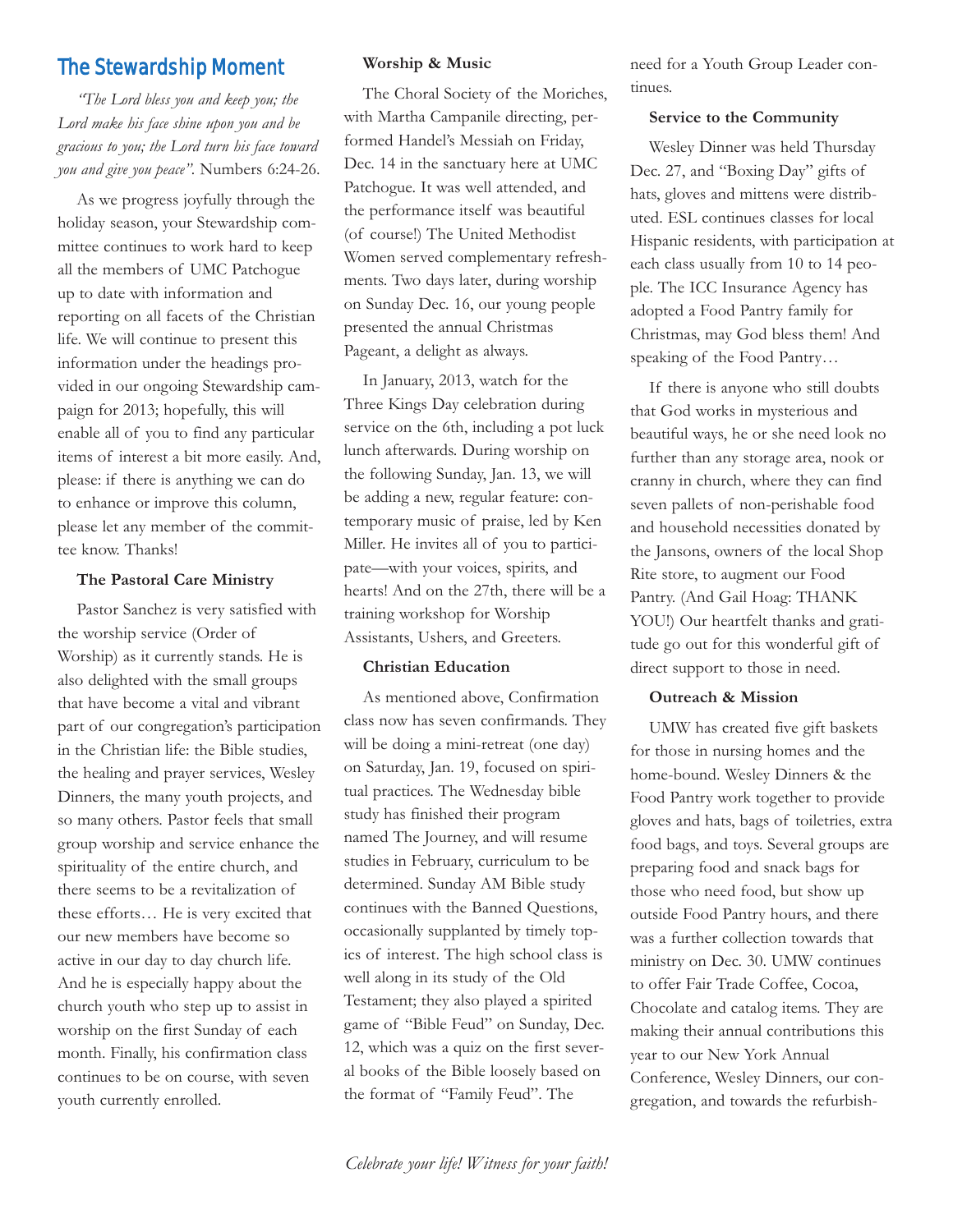## The Stewardship Moment

*"The Lord bless you and keep you; the Lord make his face shine upon you and be gracious to you; the Lord turn his face toward you and give you peace".* Numbers 6:24-26.

As we progress joyfully through the holiday season, your Stewardship committee continues to work hard to keep all the members of UMC Patchogue up to date with information and reporting on all facets of the Christian life. We will continue to present this information under the headings provided in our ongoing Stewardship campaign for 2013; hopefully, this will enable all of you to find any particular items of interest a bit more easily. And, please: if there is anything we can do to enhance or improve this column, please let any member of the committee know. Thanks!

**The Pastoral Care Ministry**

Pastor Sanchez is very satisfied with the worship service (Order of Worship) as it currently stands. He is also delighted with the small groups that have become a vital and vibrant part of our congregation's participation in the Christian life: the Bible studies, the healing and prayer services, Wesley Dinners, the many youth projects, and so many others. Pastor feels that small group worship and service enhance the spirituality of the entire church, and there seems to be a revitalization of these efforts… He is very excited that our new members have become so active in our day to day church life. And he is especially happy about the church youth who step up to assist in worship on the first Sunday of each month. Finally, his confirmation class continues to be on course, with seven youth currently enrolled.

**Worship & Music**

The Choral Society of the Moriches, with Martha Campanile directing, performed Handel's Messiah on Friday, Dec. 14 in the sanctuary here at UMC Patchogue. It was well attended, and the performance itself was beautiful (of course!) The United Methodist Women served complementary refreshments. Two days later, during worship on Sunday Dec. 16, our young people presented the annual Christmas Pageant, a delight as always.

In January, 2013, watch for the Three Kings Day celebration during service on the 6th, including a pot luck lunch afterwards. During worship on the following Sunday, Jan. 13, we will be adding a new, regular feature: contemporary music of praise, led by Ken Miller. He invites all of you to participate—with your voices, spirits, and hearts! And on the 27th, there will be a training workshop for Worship Assistants, Ushers, and Greeters.

**Christian Education**

As mentioned above, Confirmation class now has seven confirmands. They will be doing a mini-retreat (one day) on Saturday, Jan. 19, focused on spiritual practices. The Wednesday bible study has finished their program named The Journey, and will resume studies in February, curriculum to be determined. Sunday AM Bible study continues with the Banned Questions, occasionally supplanted by timely topics of interest. The high school class is well along in its study of the Old Testament; they also played a spirited game of "Bible Feud" on Sunday, Dec. 12, which was a quiz on the first several books of the Bible loosely based on the format of "Family Feud". The need for a Youth Group Leader continues.

**Service to the Community**

Wesley Dinner was held Thursday Dec. 27, and "Boxing Day" gifts of hats, gloves and mittens were distributed. ESL continues classes for local Hispanic residents, with participation at each class usually from 10 to 14 people. The ICC Insurance Agency has adopted a Food Pantry family for Christmas, may God bless them! And speaking of the Food Pantry…

If there is anyone who still doubts that God works in mysterious and beautiful ways, he or she need look no further than any storage area, nook or cranny in church, where they can find seven pallets of non-perishable food and household necessities donated by the Jansons, owners of the local Shop Rite store, to augment our Food Pantry. (And Gail Hoag: THANK YOU!) Our heartfelt thanks and gratitude go out for this wonderful gift of direct support to those in need.

**Outreach & Mission**

UMW has created five gift baskets for those in nursing homes and the home-bound. Wesley Dinners & the Food Pantry work together to provide gloves and hats, bags of toiletries, extra food bags, and toys. Several groups are preparing food and snack bags for those who need food, but show up outside Food Pantry hours, and there was a further collection towards that ministry on Dec. 30. UMW continues to offer Fair Trade Coffee, Cocoa, Chocolate and catalog items. They are making their annual contributions this year to our New York Annual Conference, Wesley Dinners, our congregation, and towards the refurbish-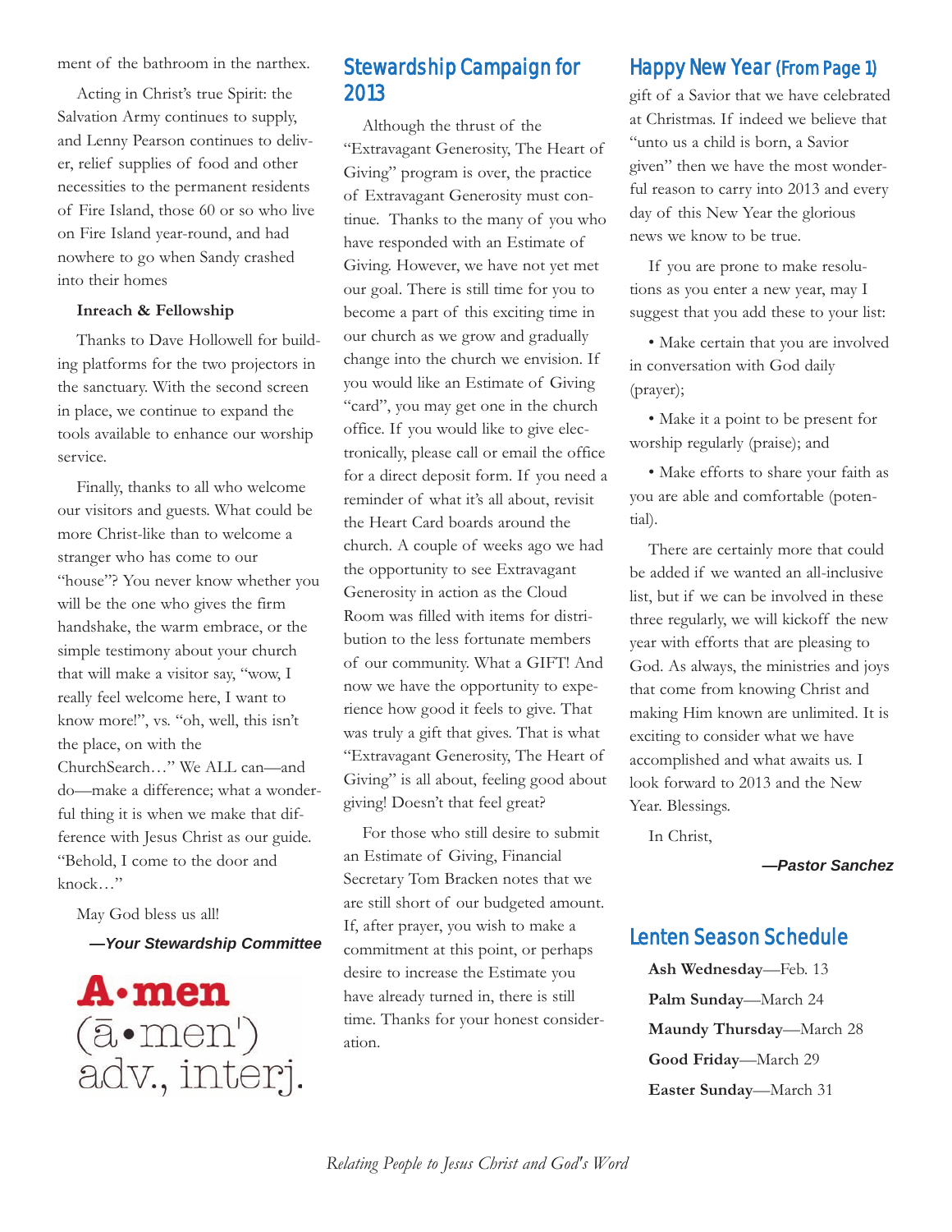ment of the bathroom in the narthex.

Acting in Christ's true Spirit: the Salvation Army continues to supply, and Lenny Pearson continues to deliver, relief supplies of food and other necessities to the permanent residents of Fire Island, those 60 or so who live on Fire Island year-round, and had nowhere to go when Sandy crashed into their homes

**Inreach & Fellowship**

Thanks to Dave Hollowell for building platforms for the two projectors in the sanctuary. With the second screen in place, we continue to expand the tools available to enhance our worship service.

Finally, thanks to all who welcome our visitors and guests. What could be more Christ-like than to welcome a stranger who has come to our "house"? You never know whether you will be the one who gives the firm handshake, the warm embrace, or the simple testimony about your church that will make a visitor say, "wow, I really feel welcome here, I want to know more!", vs. "oh, well, this isn't the place, on with the ChurchSearch…" We ALL can—and do—make a difference; what a wonderful thing it is when we make that difference with Jesus Christ as our guide. "Behold, I come to the door and knock…"

May God bless us all!

***—Your Stewardship Committee***

**A·men**
(ā•men')
adv., interj.

## Stewardship Campaign for 2013

Although the thrust of the "Extravagant Generosity, The Heart of Giving" program is over, the practice of Extravagant Generosity must continue. Thanks to the many of you who have responded with an Estimate of Giving. However, we have not yet met our goal. There is still time for you to become a part of this exciting time in our church as we grow and gradually change into the church we envision. If you would like an Estimate of Giving "card", you may get one in the church office. If you would like to give electronically, please call or email the office for a direct deposit form. If you need a reminder of what it's all about, revisit the Heart Card boards around the church. A couple of weeks ago we had the opportunity to see Extravagant Generosity in action as the Cloud Room was filled with items for distribution to the less fortunate members of our community. What a GIFT! And now we have the opportunity to experience how good it feels to give. That was truly a gift that gives. That is what "Extravagant Generosity, The Heart of Giving" is all about, feeling good about giving! Doesn't that feel great?

For those who still desire to submit an Estimate of Giving, Financial Secretary Tom Bracken notes that we are still short of our budgeted amount. If, after prayer, you wish to make a commitment at this point, or perhaps desire to increase the Estimate you have already turned in, there is still time. Thanks for your honest consideration.

## Happy New Year (From Page 1)

gift of a Savior that we have celebrated at Christmas. If indeed we believe that "unto us a child is born, a Savior given" then we have the most wonderful reason to carry into 2013 and every day of this New Year the glorious news we know to be true.

If you are prone to make resolutions as you enter a new year, may I suggest that you add these to your list:

• Make certain that you are involved in conversation with God daily (prayer);

• Make it a point to be present for worship regularly (praise); and

• Make efforts to share your faith as you are able and comfortable (potential).

There are certainly more that could be added if we wanted an all-inclusive list, but if we can be involved in these three regularly, we will kickoff the new year with efforts that are pleasing to God. As always, the ministries and joys that come from knowing Christ and making Him known are unlimited. It is exciting to consider what we have accomplished and what awaits us. I look forward to 2013 and the New Year. Blessings.

In Christ,

***—Pastor Sanchez***

## Lenten Season Schedule

**Ash Wednesday**—Feb. 13

**Palm Sunday**—March 24

**Maundy Thursday**—March 28

**Good Friday**—March 29

**Easter Sunday**—March 31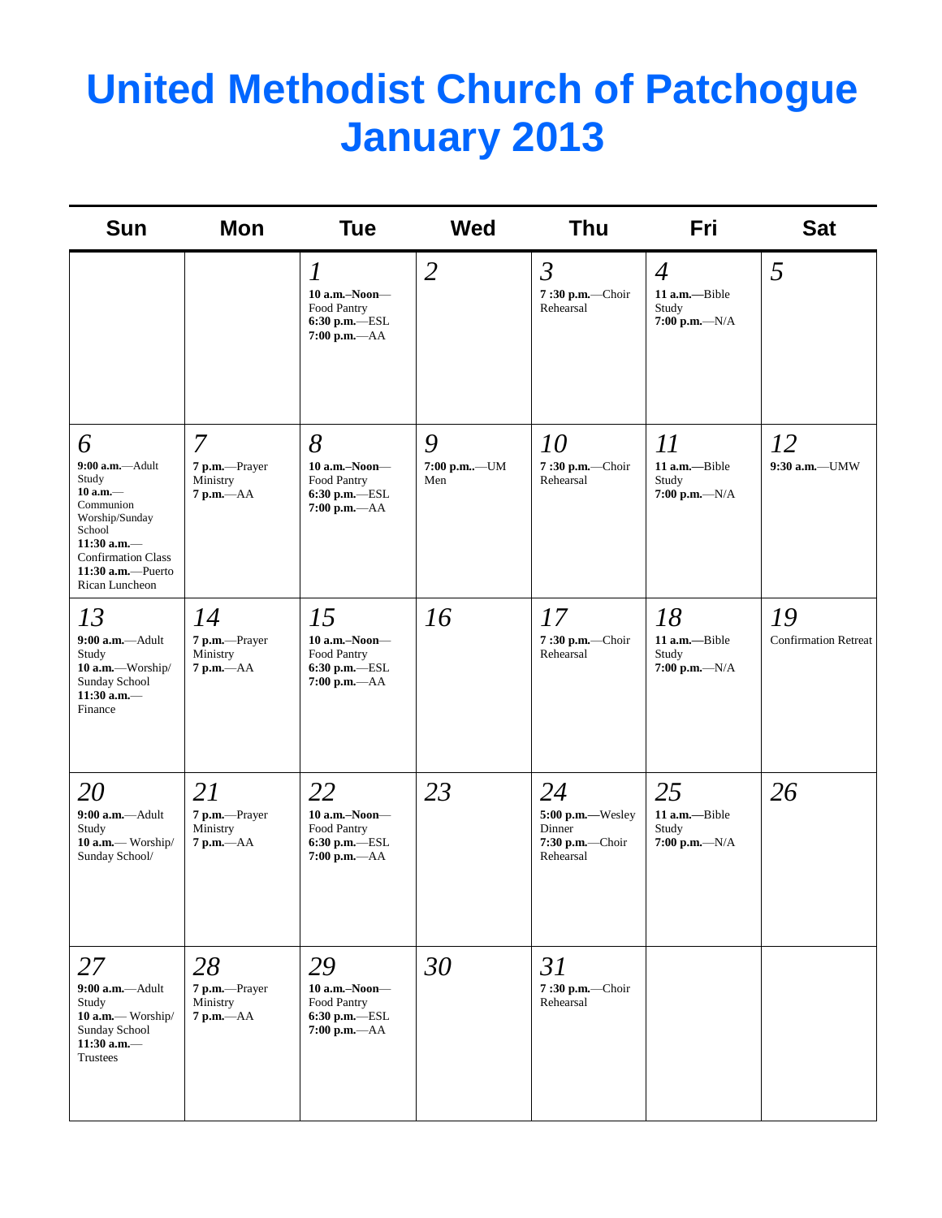# United Methodist Church of Patchogue January 2013

| Sun | Mon | Tue | Wed | Thu | Fri | Sat |
|---|---|---|---|---|---|---|
| | | *1* **10 a.m.–Noon**—Food Pantry **6:30 p.m.**—ESL **7:00 p.m.**—AA | *2* | *3* **7 :30 p.m.**—Choir Rehearsal | *4* **11 a.m.—**Bible Study **7:00 p.m.**—N/A | *5* |
| *6* **9:00 a.m.**—Adult Study **10 a.m.**—Communion Worship/Sunday School **11:30 a.m.**—Confirmation Class **11:30 a.m.**—Puerto Rican Luncheon | *7* **7 p.m.**—Prayer Ministry **7 p.m.**—AA | *8* **10 a.m.–Noon**—Food Pantry **6:30 p.m.**—ESL **7:00 p.m.**—AA | *9* **7:00 p.m..**—UM Men | *10* **7 :30 p.m.**—Choir Rehearsal | *11* **11 a.m.—**Bible Study **7:00 p.m.**—N/A | *12* **9:30 a.m.**—UMW |
| *13* **9:00 a.m.**—Adult Study **10 a.m.**—Worship/ Sunday School **11:30 a.m.**—Finance | *14* **7 p.m.**—Prayer Ministry **7 p.m.**—AA | *15* **10 a.m.–Noon**—Food Pantry **6:30 p.m.**—ESL **7:00 p.m.**—AA | *16* | *17* **7 :30 p.m.**—Choir Rehearsal | *18* **11 a.m.—**Bible Study **7:00 p.m.**—N/A | *19* Confirmation Retreat |
| *20* **9:00 a.m.**—Adult Study **10 a.m.**— Worship/ Sunday School/ | *21* **7 p.m.**—Prayer Ministry **7 p.m.**—AA | *22* **10 a.m.–Noon**—Food Pantry **6:30 p.m.**—ESL **7:00 p.m.**—AA | *23* | *24* **5:00 p.m.—**Wesley Dinner **7:30 p.m.**—Choir Rehearsal | *25* **11 a.m.—**Bible Study **7:00 p.m.**—N/A | *26* |
| *27* **9:00 a.m.**—Adult Study **10 a.m.**— Worship/ Sunday School **11:30 a.m.**—Trustees | *28* **7 p.m.**—Prayer Ministry **7 p.m.**—AA | *29* **10 a.m.–Noon**—Food Pantry **6:30 p.m.**—ESL **7:00 p.m.**—AA | *30* | *31* **7 :30 p.m.**—Choir Rehearsal | | |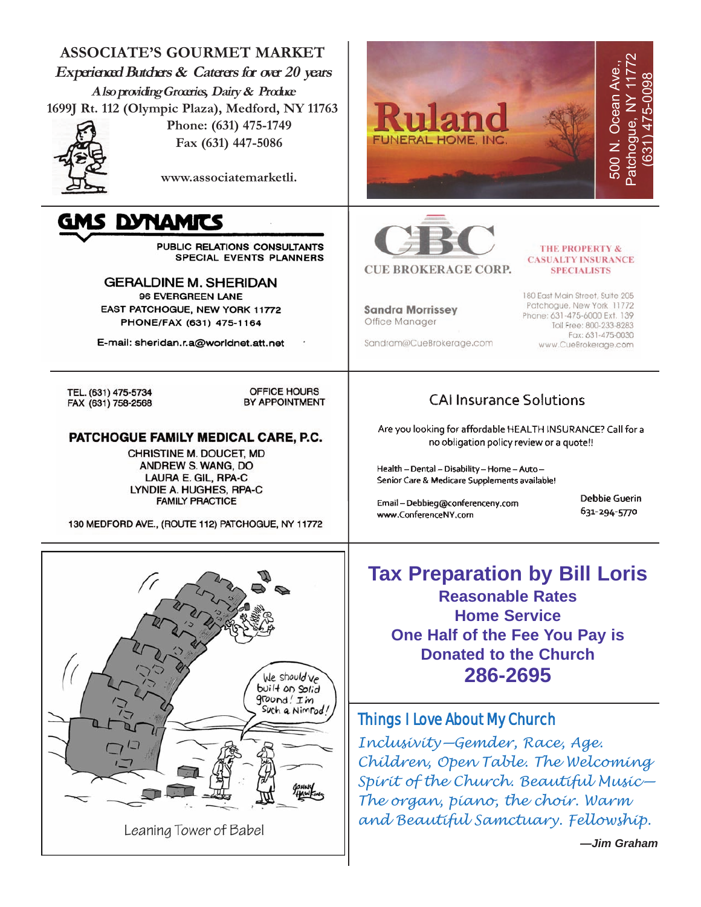**ASSOCIATE'S GOURMET MARKET**

*Experienced Butchers & Caterers for over 20 years*

*Also providing Groceries, Dairy & Produce*

1699J Rt. 112 (Olympic Plaza), Medford, NY 11763

Phone: (631) 475-1749

Fax (631) 447-5086

www.associatemarketli.

---

**Ruland**

FUNERAL HOME, INC.

500 N. Ocean Ave., Patchogue, NY 11772

(631) 475-0098

---

**GMS DYNAMICS**

PUBLIC RELATIONS CONSULTANTS
SPECIAL EVENTS PLANNERS

GERALDINE M. SHERIDAN
96 EVERGREEN LANE
EAST PATCHOGUE, NEW YORK 11772
PHONE/FAX (631) 475-1164

E-mail: sheridan.r.a@worldnet.att.net

---

**CBC**

CUE BROKERAGE CORP.

THE PROPERTY & CASUALTY INSURANCE SPECIALISTS

Sandra Morrissey
Office Manager

Sandram@CueBrokerage.com

180 East Main Street, Suite 205
Patchogue, New York 11772
Phone: 631-475-6000 Ext. 139
Toll Free: 800-233-8283
Fax: 631-475-0030
www.CueBrokerage.com

---

TEL. (631) 475-5734
FAX (631) 758-2568

OFFICE HOURS BY APPOINTMENT

**PATCHOGUE FAMILY MEDICAL CARE, P.C.**

CHRISTINE M. DOUCET, MD
ANDREW S. WANG, DO
LAURA E. GIL, RPA-C
LYNDIE A. HUGHES, RPA-C
FAMILY PRACTICE

130 MEDFORD AVE., (ROUTE 112) PATCHOGUE, NY 11772

---

CAI Insurance Solutions

Are you looking for affordable HEALTH INSURANCE? Call for a no obligation policy review or a quote!!

Health – Dental – Disability – Home – Auto – Senior Care & Medicare Supplements available!

Email – Debbieg@conferenceny.com
www.ConferenceNY.com

Debbie Guerin
631-294-5770

---

Leaning Tower of Babel

---

## Tax Preparation by Bill Loris

**Reasonable Rates**
**Home Service**
**One Half of the Fee You Pay is Donated to the Church**
**286-2695**

---

## Things I Love About My Church

*Inclusivity—Gemder, Race, Age. Children, Open Table. The Welcoming Spirit of the Church. Beautiful Music—The organ, piano, the choir. Warm and Beautiful Samctuary. Fellowship.*

***—Jim Graham***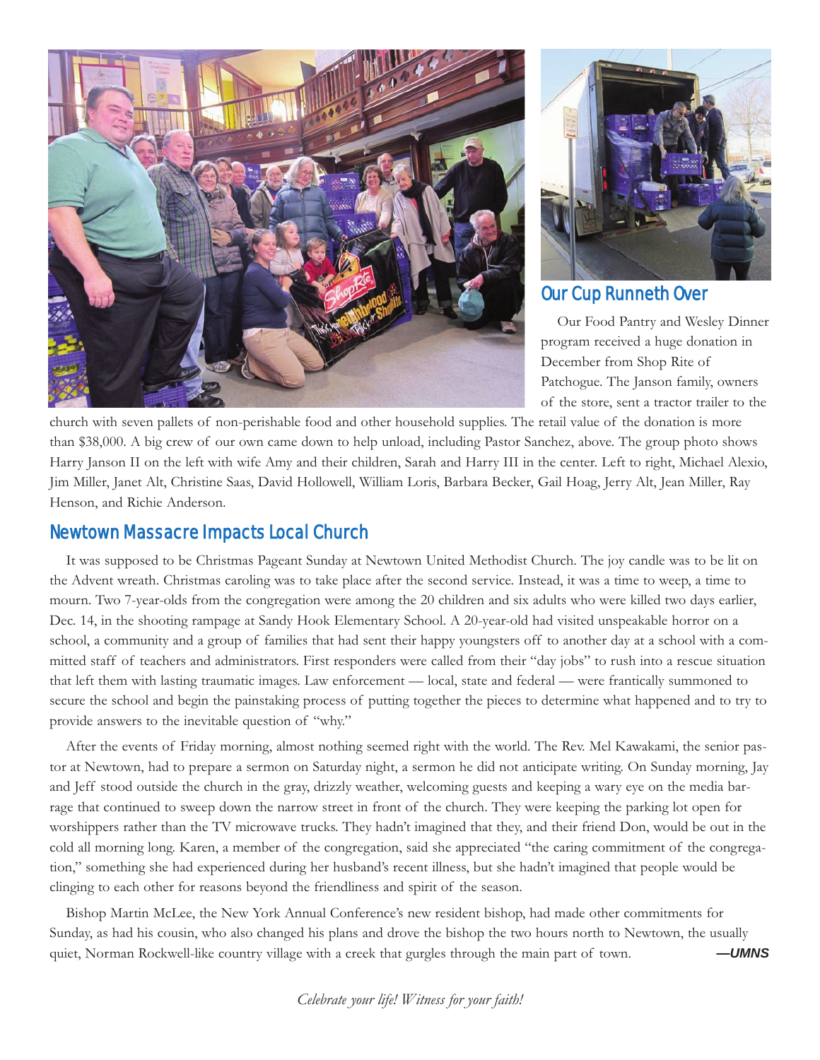## Our Cup Runneth Over

Our Food Pantry and Wesley Dinner program received a huge donation in December from Shop Rite of Patchogue. The Janson family, owners of the store, sent a tractor trailer to the church with seven pallets of non-perishable food and other household supplies. The retail value of the donation is more than $38,000. A big crew of our own came down to help unload, including Pastor Sanchez, above. The group photo shows Harry Janson II on the left with wife Amy and their children, Sarah and Harry III in the center. Left to right, Michael Alexio, Jim Miller, Janet Alt, Christine Saas, David Hollowell, William Loris, Barbara Becker, Gail Hoag, Jerry Alt, Jean Miller, Ray Henson, and Richie Anderson.

## Newtown Massacre Impacts Local Church

It was supposed to be Christmas Pageant Sunday at Newtown United Methodist Church. The joy candle was to be lit on the Advent wreath. Christmas caroling was to take place after the second service. Instead, it was a time to weep, a time to mourn. Two 7-year-olds from the congregation were among the 20 children and six adults who were killed two days earlier, Dec. 14, in the shooting rampage at Sandy Hook Elementary School. A 20-year-old had visited unspeakable horror on a school, a community and a group of families that had sent their happy youngsters off to another day at a school with a committed staff of teachers and administrators. First responders were called from their "day jobs" to rush into a rescue situation that left them with lasting traumatic images. Law enforcement — local, state and federal — were frantically summoned to secure the school and begin the painstaking process of putting together the pieces to determine what happened and to try to provide answers to the inevitable question of "why."

After the events of Friday morning, almost nothing seemed right with the world. The Rev. Mel Kawakami, the senior pastor at Newtown, had to prepare a sermon on Saturday night, a sermon he did not anticipate writing. On Sunday morning, Jay and Jeff stood outside the church in the gray, drizzly weather, welcoming guests and keeping a wary eye on the media barrage that continued to sweep down the narrow street in front of the church. They were keeping the parking lot open for worshippers rather than the TV microwave trucks. They hadn't imagined that they, and their friend Don, would be out in the cold all morning long. Karen, a member of the congregation, said she appreciated "the caring commitment of the congregation," something she had experienced during her husband's recent illness, but she hadn't imagined that people would be clinging to each other for reasons beyond the friendliness and spirit of the season.

Bishop Martin McLee, the New York Annual Conference's new resident bishop, had made other commitments for Sunday, as had his cousin, who also changed his plans and drove the bishop the two hours north to Newtown, the usually quiet, Norman Rockwell-like country village with a creek that gurgles through the main part of town. ***—UMNS***

*Celebrate your life! Witness for your faith!*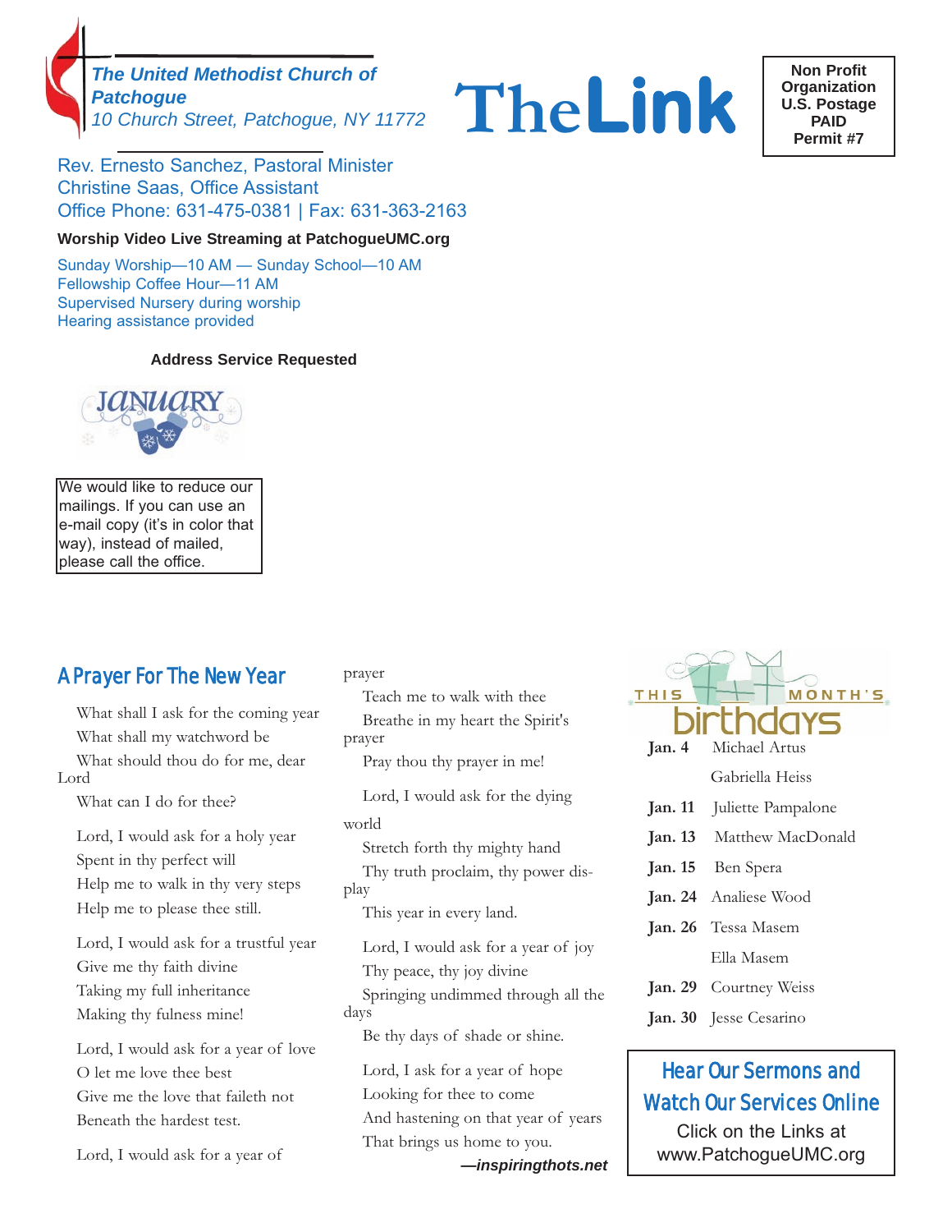**The United Methodist Church of Patchogue**
*10 Church Street, Patchogue, NY 11772*

# TheLink

**Non Profit Organization U.S. Postage PAID Permit #7**

Rev. Ernesto Sanchez, Pastoral Minister
Christine Saas, Office Assistant
Office Phone: 631-475-0381 | Fax: 631-363-2163

**Worship Video Live Streaming at PatchogueUMC.org**

Sunday Worship—10 AM — Sunday School—10 AM
Fellowship Coffee Hour—11 AM
Supervised Nursery during worship
Hearing assistance provided

**Address Service Requested**

JANUARY

We would like to reduce our mailings. If you can use an e-mail copy (it's in color that way), instead of mailed, please call the office.

## A Prayer For The New Year

What shall I ask for the coming year
What shall my watchword be
What should thou do for me, dear Lord
What can I do for thee?

Lord, I would ask for a holy year
Spent in thy perfect will
Help me to walk in thy very steps
Help me to please thee still.

Lord, I would ask for a trustful year
Give me thy faith divine
Taking my full inheritance
Making thy fulness mine!

Lord, I would ask for a year of love
O let me love thee best
Give me the love that faileth not
Beneath the hardest test.

Lord, I would ask for a year of prayer
Teach me to walk with thee
Breathe in my heart the Spirit's prayer
Pray thou thy prayer in me!

Lord, I would ask for the dying world
Stretch forth thy mighty hand
Thy truth proclaim, thy power display
This year in every land.

Lord, I would ask for a year of joy
Thy peace, thy joy divine
Springing undimmed through all the days
Be thy days of shade or shine.

Lord, I ask for a year of hope
Looking for thee to come
And hastening on that year of years
That brings us home to you.

***—inspiringthots.net***

## This Month's birthdays

| | |
|---|---|
| **Jan. 4** | Michael Artus |
| | Gabriella Heiss |
| **Jan. 11** | Juliette Pampalone |
| **Jan. 13** | Matthew MacDonald |
| **Jan. 15** | Ben Spera |
| **Jan. 24** | Analiese Wood |
| **Jan. 26** | Tessa Masem |
| | Ella Masem |
| **Jan. 29** | Courtney Weiss |
| **Jan. 30** | Jesse Cesarino |

## Hear Our Sermons and Watch Our Services Online

Click on the Links at www.PatchogueUMC.org